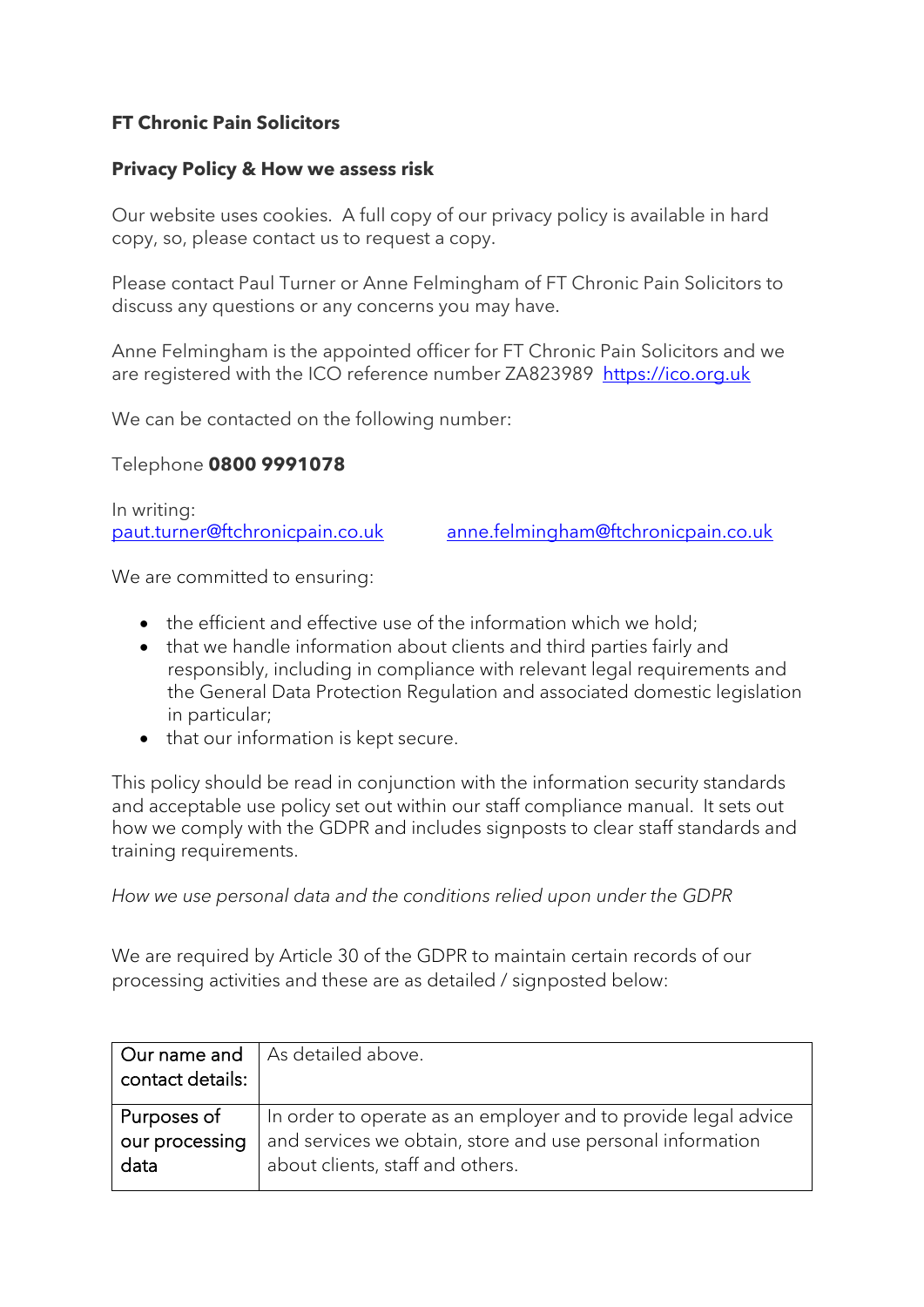**FT Chronic Pain Solicitors**

**Privacy Policy & How we assess risk**

Our website uses cookies. A full copy of our privacy policy is available in hard copy, so, please contact us to request a copy.

Please contact Paul Turner or Anne Felmingham of FT Chronic Pain Solicitors to discuss any questions or any concerns you may have.

Anne Felmingham is the appointed officer for FT Chronic Pain Solicitors and we are registered with the ICO reference number ZA823989 [https://ico.org.uk](https://ico.org.uk)

We can be contacted on the following number:

Telephone **0800 9991078**

In writing:
[paut.turner@ftchronicpain.co.uk](mailto:paut.turner@ftchronicpain.co.uk) [anne.felmingham@ftchronicpain.co.uk](mailto:anne.felmingham@ftchronicpain.co.uk)

We are committed to ensuring:

- the efficient and effective use of the information which we hold;
- that we handle information about clients and third parties fairly and responsibly, including in compliance with relevant legal requirements and the General Data Protection Regulation and associated domestic legislation in particular;
- that our information is kept secure.

This policy should be read in conjunction with the information security standards and acceptable use policy set out within our staff compliance manual. It sets out how we comply with the GDPR and includes signposts to clear staff standards and training requirements.

*How we use personal data and the conditions relied upon under the GDPR*

We are required by Article 30 of the GDPR to maintain certain records of our processing activities and these are as detailed / signposted below:

| Our name and contact details: | As detailed above. |
|---|---|
| Purposes of our processing data | In order to operate as an employer and to provide legal advice and services we obtain, store and use personal information about clients, staff and others. |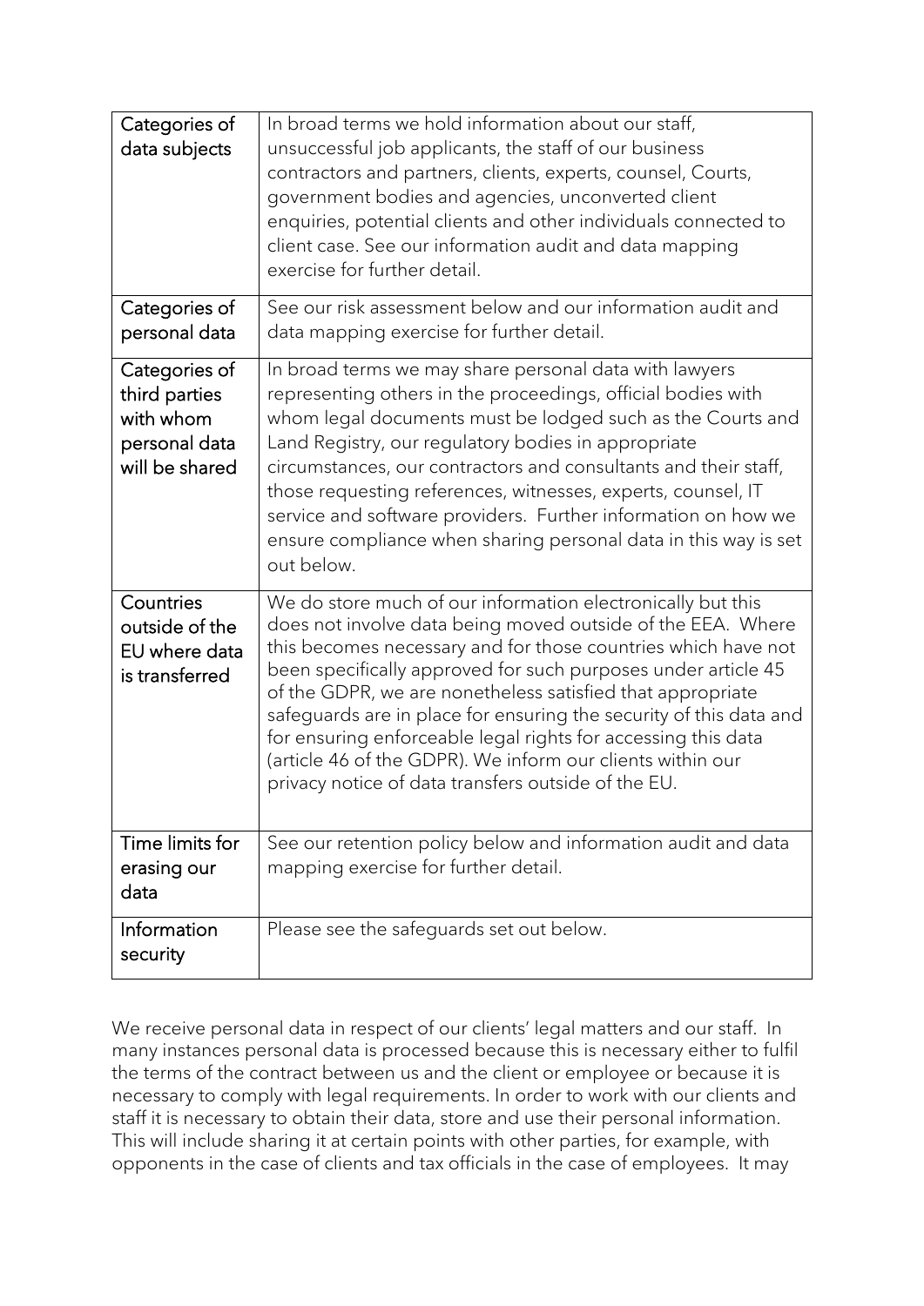| | |
|---|---|
| Categories of data subjects | In broad terms we hold information about our staff, unsuccessful job applicants, the staff of our business contractors and partners, clients, experts, counsel, Courts, government bodies and agencies, unconverted client enquiries, potential clients and other individuals connected to client case. See our information audit and data mapping exercise for further detail. |
| Categories of personal data | See our risk assessment below and our information audit and data mapping exercise for further detail. |
| Categories of third parties with whom personal data will be shared | In broad terms we may share personal data with lawyers representing others in the proceedings, official bodies with whom legal documents must be lodged such as the Courts and Land Registry, our regulatory bodies in appropriate circumstances, our contractors and consultants and their staff, those requesting references, witnesses, experts, counsel, IT service and software providers. Further information on how we ensure compliance when sharing personal data in this way is set out below. |
| Countries outside of the EU where data is transferred | We do store much of our information electronically but this does not involve data being moved outside of the EEA. Where this becomes necessary and for those countries which have not been specifically approved for such purposes under article 45 of the GDPR, we are nonetheless satisfied that appropriate safeguards are in place for ensuring the security of this data and for ensuring enforceable legal rights for accessing this data (article 46 of the GDPR). We inform our clients within our privacy notice of data transfers outside of the EU. |
| Time limits for erasing our data | See our retention policy below and information audit and data mapping exercise for further detail. |
| Information security | Please see the safeguards set out below. |

We receive personal data in respect of our clients' legal matters and our staff. In many instances personal data is processed because this is necessary either to fulfil the terms of the contract between us and the client or employee or because it is necessary to comply with legal requirements. In order to work with our clients and staff it is necessary to obtain their data, store and use their personal information. This will include sharing it at certain points with other parties, for example, with opponents in the case of clients and tax officials in the case of employees. It may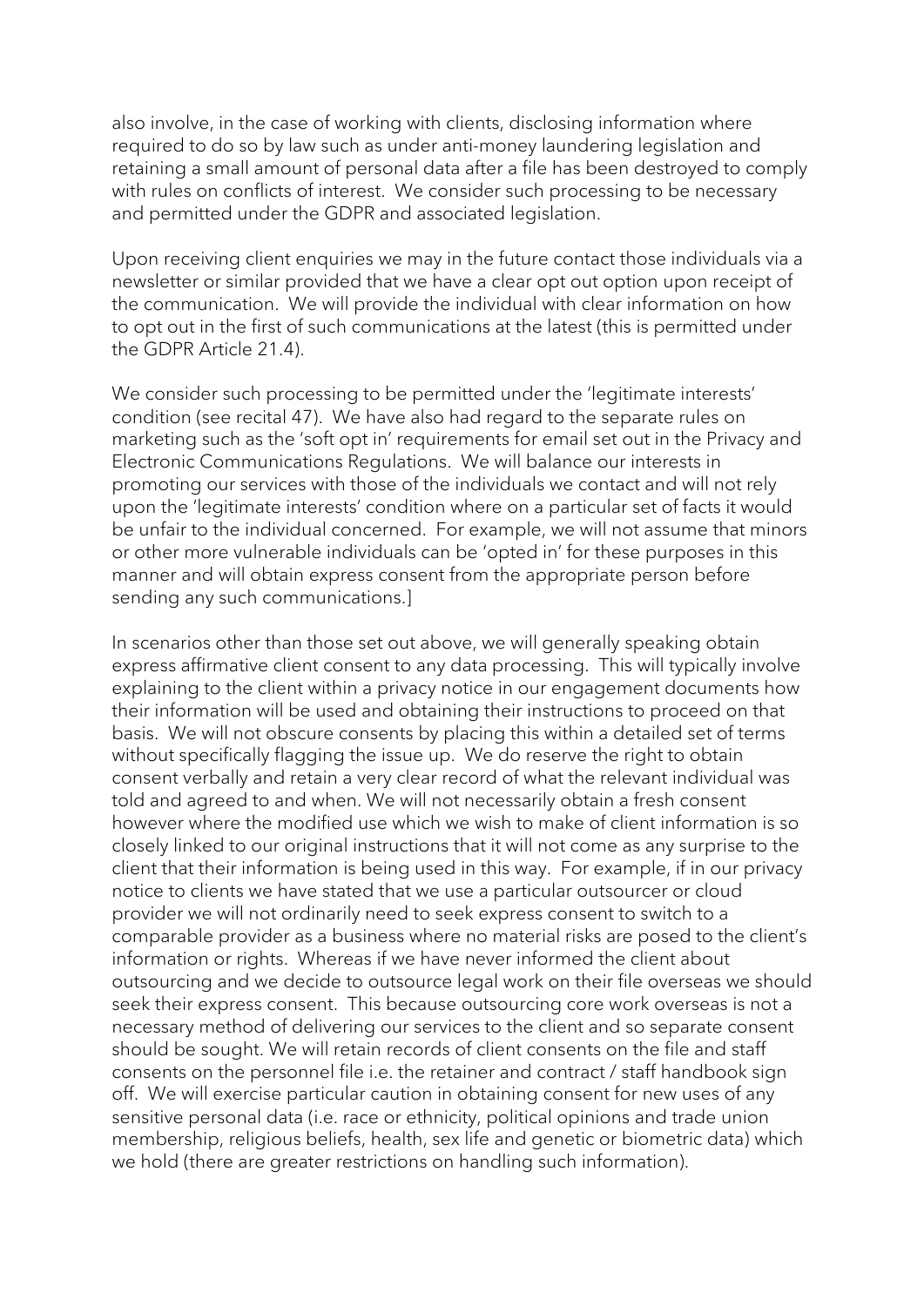also involve, in the case of working with clients, disclosing information where required to do so by law such as under anti-money laundering legislation and retaining a small amount of personal data after a file has been destroyed to comply with rules on conflicts of interest. We consider such processing to be necessary and permitted under the GDPR and associated legislation.

Upon receiving client enquiries we may in the future contact those individuals via a newsletter or similar provided that we have a clear opt out option upon receipt of the communication. We will provide the individual with clear information on how to opt out in the first of such communications at the latest (this is permitted under the GDPR Article 21.4).

We consider such processing to be permitted under the 'legitimate interests' condition (see recital 47). We have also had regard to the separate rules on marketing such as the 'soft opt in' requirements for email set out in the Privacy and Electronic Communications Regulations. We will balance our interests in promoting our services with those of the individuals we contact and will not rely upon the 'legitimate interests' condition where on a particular set of facts it would be unfair to the individual concerned. For example, we will not assume that minors or other more vulnerable individuals can be 'opted in' for these purposes in this manner and will obtain express consent from the appropriate person before sending any such communications.]

In scenarios other than those set out above, we will generally speaking obtain express affirmative client consent to any data processing. This will typically involve explaining to the client within a privacy notice in our engagement documents how their information will be used and obtaining their instructions to proceed on that basis. We will not obscure consents by placing this within a detailed set of terms without specifically flagging the issue up. We do reserve the right to obtain consent verbally and retain a very clear record of what the relevant individual was told and agreed to and when. We will not necessarily obtain a fresh consent however where the modified use which we wish to make of client information is so closely linked to our original instructions that it will not come as any surprise to the client that their information is being used in this way. For example, if in our privacy notice to clients we have stated that we use a particular outsourcer or cloud provider we will not ordinarily need to seek express consent to switch to a comparable provider as a business where no material risks are posed to the client's information or rights. Whereas if we have never informed the client about outsourcing and we decide to outsource legal work on their file overseas we should seek their express consent. This because outsourcing core work overseas is not a necessary method of delivering our services to the client and so separate consent should be sought. We will retain records of client consents on the file and staff consents on the personnel file i.e. the retainer and contract / staff handbook sign off. We will exercise particular caution in obtaining consent for new uses of any sensitive personal data (i.e. race or ethnicity, political opinions and trade union membership, religious beliefs, health, sex life and genetic or biometric data) which we hold (there are greater restrictions on handling such information).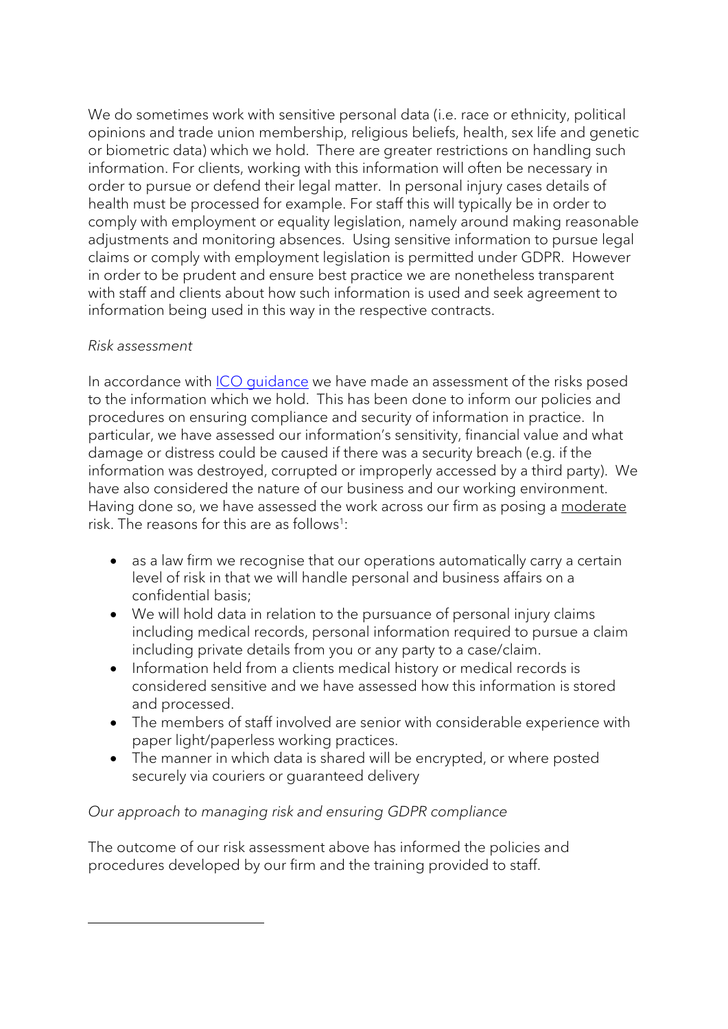We do sometimes work with sensitive personal data (i.e. race or ethnicity, political opinions and trade union membership, religious beliefs, health, sex life and genetic or biometric data) which we hold. There are greater restrictions on handling such information. For clients, working with this information will often be necessary in order to pursue or defend their legal matter. In personal injury cases details of health must be processed for example. For staff this will typically be in order to comply with employment or equality legislation, namely around making reasonable adjustments and monitoring absences. Using sensitive information to pursue legal claims or comply with employment legislation is permitted under GDPR. However in order to be prudent and ensure best practice we are nonetheless transparent with staff and clients about how such information is used and seek agreement to information being used in this way in the respective contracts.

*Risk assessment*

In accordance with [ICO guidance](ICO guidance) we have made an assessment of the risks posed to the information which we hold. This has been done to inform our policies and procedures on ensuring compliance and security of information in practice. In particular, we have assessed our information's sensitivity, financial value and what damage or distress could be caused if there was a security breach (e.g. if the information was destroyed, corrupted or improperly accessed by a third party). We have also considered the nature of our business and our working environment. Having done so, we have assessed the work across our firm as posing a <u>moderate</u> risk. The reasons for this are as follows[1]:

- as a law firm we recognise that our operations automatically carry a certain level of risk in that we will handle personal and business affairs on a confidential basis;
- We will hold data in relation to the pursuance of personal injury claims including medical records, personal information required to pursue a claim including private details from you or any party to a case/claim.
- Information held from a clients medical history or medical records is considered sensitive and we have assessed how this information is stored and processed.
- The members of staff involved are senior with considerable experience with paper light/paperless working practices.
- The manner in which data is shared will be encrypted, or where posted securely via couriers or guaranteed delivery

*Our approach to managing risk and ensuring GDPR compliance*

The outcome of our risk assessment above has informed the policies and procedures developed by our firm and the training provided to staff.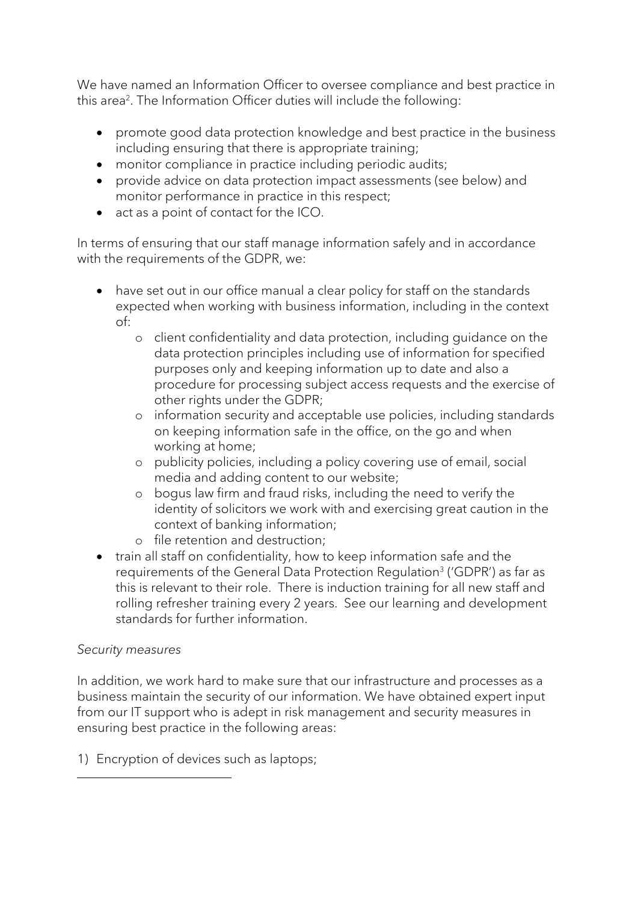We have named an Information Officer to oversee compliance and best practice in this area[2]. The Information Officer duties will include the following:

- promote good data protection knowledge and best practice in the business including ensuring that there is appropriate training;
- monitor compliance in practice including periodic audits;
- provide advice on data protection impact assessments (see below) and monitor performance in practice in this respect;
- act as a point of contact for the ICO.

In terms of ensuring that our staff manage information safely and in accordance with the requirements of the GDPR, we:

- have set out in our office manual a clear policy for staff on the standards expected when working with business information, including in the context of:
    - client confidentiality and data protection, including guidance on the data protection principles including use of information for specified purposes only and keeping information up to date and also a procedure for processing subject access requests and the exercise of other rights under the GDPR;
    - information security and acceptable use policies, including standards on keeping information safe in the office, on the go and when working at home;
    - publicity policies, including a policy covering use of email, social media and adding content to our website;
    - bogus law firm and fraud risks, including the need to verify the identity of solicitors we work with and exercising great caution in the context of banking information;
    - file retention and destruction;
- train all staff on confidentiality, how to keep information safe and the requirements of the General Data Protection Regulation[3] ('GDPR') as far as this is relevant to their role. There is induction training for all new staff and rolling refresher training every 2 years. See our learning and development standards for further information.

*Security measures*

In addition, we work hard to make sure that our infrastructure and processes as a business maintain the security of our information. We have obtained expert input from our IT support who is adept in risk management and security measures in ensuring best practice in the following areas:

1) Encryption of devices such as laptops;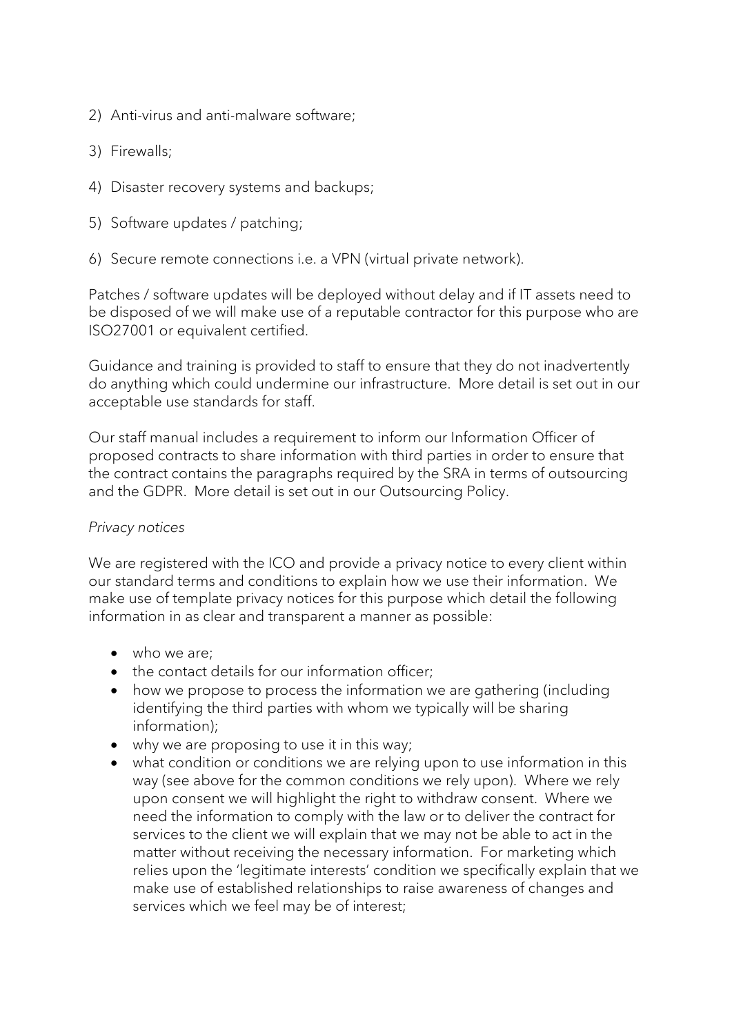2) Anti-virus and anti-malware software;

3) Firewalls;

4) Disaster recovery systems and backups;

5) Software updates / patching;

6) Secure remote connections i.e. a VPN (virtual private network).

Patches / software updates will be deployed without delay and if IT assets need to be disposed of we will make use of a reputable contractor for this purpose who are ISO27001 or equivalent certified.

Guidance and training is provided to staff to ensure that they do not inadvertently do anything which could undermine our infrastructure. More detail is set out in our acceptable use standards for staff.

Our staff manual includes a requirement to inform our Information Officer of proposed contracts to share information with third parties in order to ensure that the contract contains the paragraphs required by the SRA in terms of outsourcing and the GDPR. More detail is set out in our Outsourcing Policy.

*Privacy notices*

We are registered with the ICO and provide a privacy notice to every client within our standard terms and conditions to explain how we use their information. We make use of template privacy notices for this purpose which detail the following information in as clear and transparent a manner as possible:

- who we are;
- the contact details for our information officer;
- how we propose to process the information we are gathering (including identifying the third parties with whom we typically will be sharing information);
- why we are proposing to use it in this way;
- what condition or conditions we are relying upon to use information in this way (see above for the common conditions we rely upon). Where we rely upon consent we will highlight the right to withdraw consent. Where we need the information to comply with the law or to deliver the contract for services to the client we will explain that we may not be able to act in the matter without receiving the necessary information. For marketing which relies upon the 'legitimate interests' condition we specifically explain that we make use of established relationships to raise awareness of changes and services which we feel may be of interest;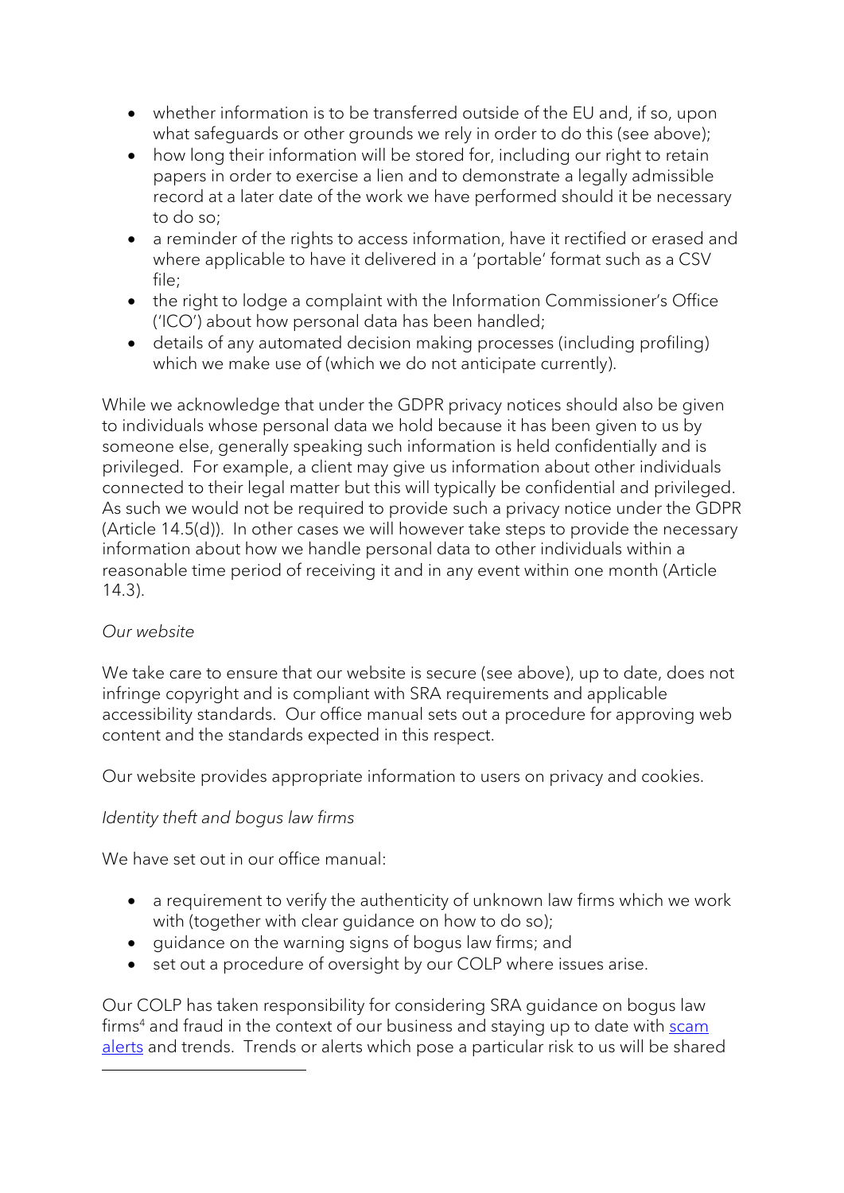- whether information is to be transferred outside of the EU and, if so, upon what safeguards or other grounds we rely in order to do this (see above);
- how long their information will be stored for, including our right to retain papers in order to exercise a lien and to demonstrate a legally admissible record at a later date of the work we have performed should it be necessary to do so;
- a reminder of the rights to access information, have it rectified or erased and where applicable to have it delivered in a 'portable' format such as a CSV file;
- the right to lodge a complaint with the Information Commissioner's Office ('ICO') about how personal data has been handled;
- details of any automated decision making processes (including profiling) which we make use of (which we do not anticipate currently).

While we acknowledge that under the GDPR privacy notices should also be given to individuals whose personal data we hold because it has been given to us by someone else, generally speaking such information is held confidentially and is privileged. For example, a client may give us information about other individuals connected to their legal matter but this will typically be confidential and privileged. As such we would not be required to provide such a privacy notice under the GDPR (Article 14.5(d)). In other cases we will however take steps to provide the necessary information about how we handle personal data to other individuals within a reasonable time period of receiving it and in any event within one month (Article 14.3).

*Our website*

We take care to ensure that our website is secure (see above), up to date, does not infringe copyright and is compliant with SRA requirements and applicable accessibility standards. Our office manual sets out a procedure for approving web content and the standards expected in this respect.

Our website provides appropriate information to users on privacy and cookies.

*Identity theft and bogus law firms*

We have set out in our office manual:

- a requirement to verify the authenticity of unknown law firms which we work with (together with clear guidance on how to do so);
- guidance on the warning signs of bogus law firms; and
- set out a procedure of oversight by our COLP where issues arise.

Our COLP has taken responsibility for considering SRA guidance on bogus law firms[4] and fraud in the context of our business and staying up to date with scam alerts and trends. Trends or alerts which pose a particular risk to us will be shared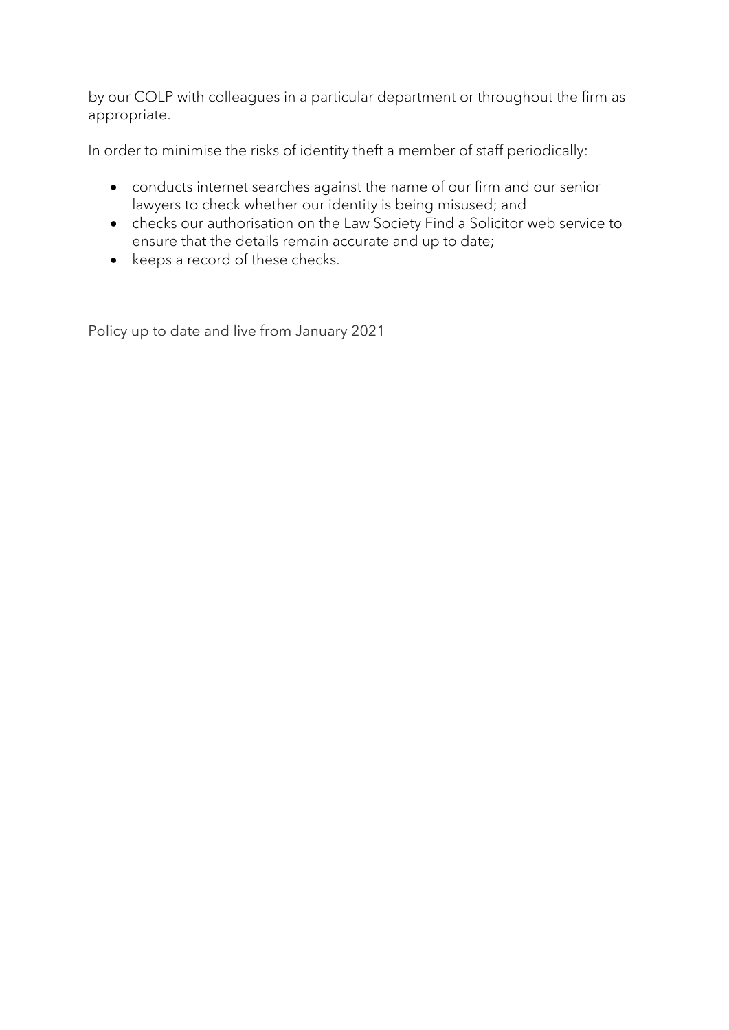by our COLP with colleagues in a particular department or throughout the firm as appropriate.

In order to minimise the risks of identity theft a member of staff periodically:

- conducts internet searches against the name of our firm and our senior lawyers to check whether our identity is being misused; and
- checks our authorisation on the Law Society Find a Solicitor web service to ensure that the details remain accurate and up to date;
- keeps a record of these checks.

Policy up to date and live from January 2021